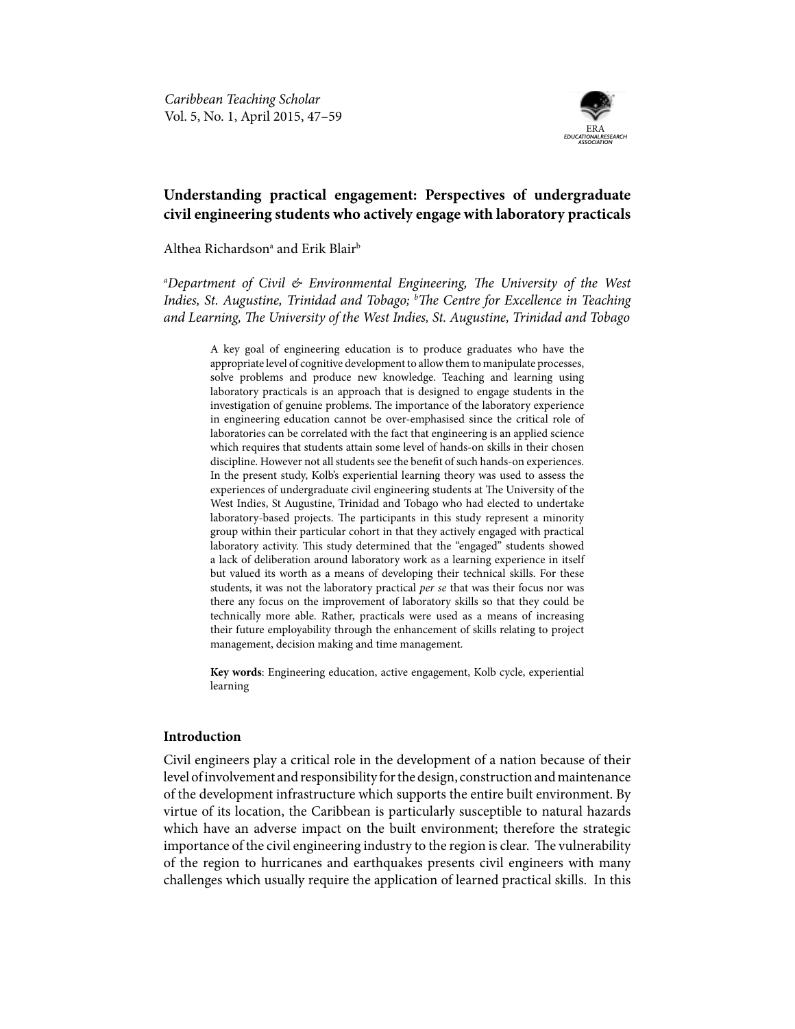# Understanding practical engagement: Perspectives of undergraduate civil engineering students who actively engage with laboratory practicals

Althea Richardson[a] and Erik Blair[b]

*[a]Department of Civil & Environmental Engineering, The University of the West Indies, St. Augustine, Trinidad and Tobago; [b]The Centre for Excellence in Teaching and Learning, The University of the West Indies, St. Augustine, Trinidad and Tobago*

> A key goal of engineering education is to produce graduates who have the appropriate level of cognitive development to allow them to manipulate processes, solve problems and produce new knowledge. Teaching and learning using laboratory practicals is an approach that is designed to engage students in the investigation of genuine problems. The importance of the laboratory experience in engineering education cannot be over-emphasised since the critical role of laboratories can be correlated with the fact that engineering is an applied science which requires that students attain some level of hands-on skills in their chosen discipline. However not all students see the benefit of such hands-on experiences. In the present study, Kolb's experiential learning theory was used to assess the experiences of undergraduate civil engineering students at The University of the West Indies, St Augustine, Trinidad and Tobago who had elected to undertake laboratory-based projects. The participants in this study represent a minority group within their particular cohort in that they actively engaged with practical laboratory activity. This study determined that the "engaged" students showed a lack of deliberation around laboratory work as a learning experience in itself but valued its worth as a means of developing their technical skills. For these students, it was not the laboratory practical *per se* that was their focus nor was there any focus on the improvement of laboratory skills so that they could be technically more able. Rather, practicals were used as a means of increasing their future employability through the enhancement of skills relating to project management, decision making and time management.
>
> **Key words**: Engineering education, active engagement, Kolb cycle, experiential learning

## Introduction

Civil engineers play a critical role in the development of a nation because of their level of involvement and responsibility for the design, construction and maintenance of the development infrastructure which supports the entire built environment. By virtue of its location, the Caribbean is particularly susceptible to natural hazards which have an adverse impact on the built environment; therefore the strategic importance of the civil engineering industry to the region is clear. The vulnerability of the region to hurricanes and earthquakes presents civil engineers with many challenges which usually require the application of learned practical skills. In this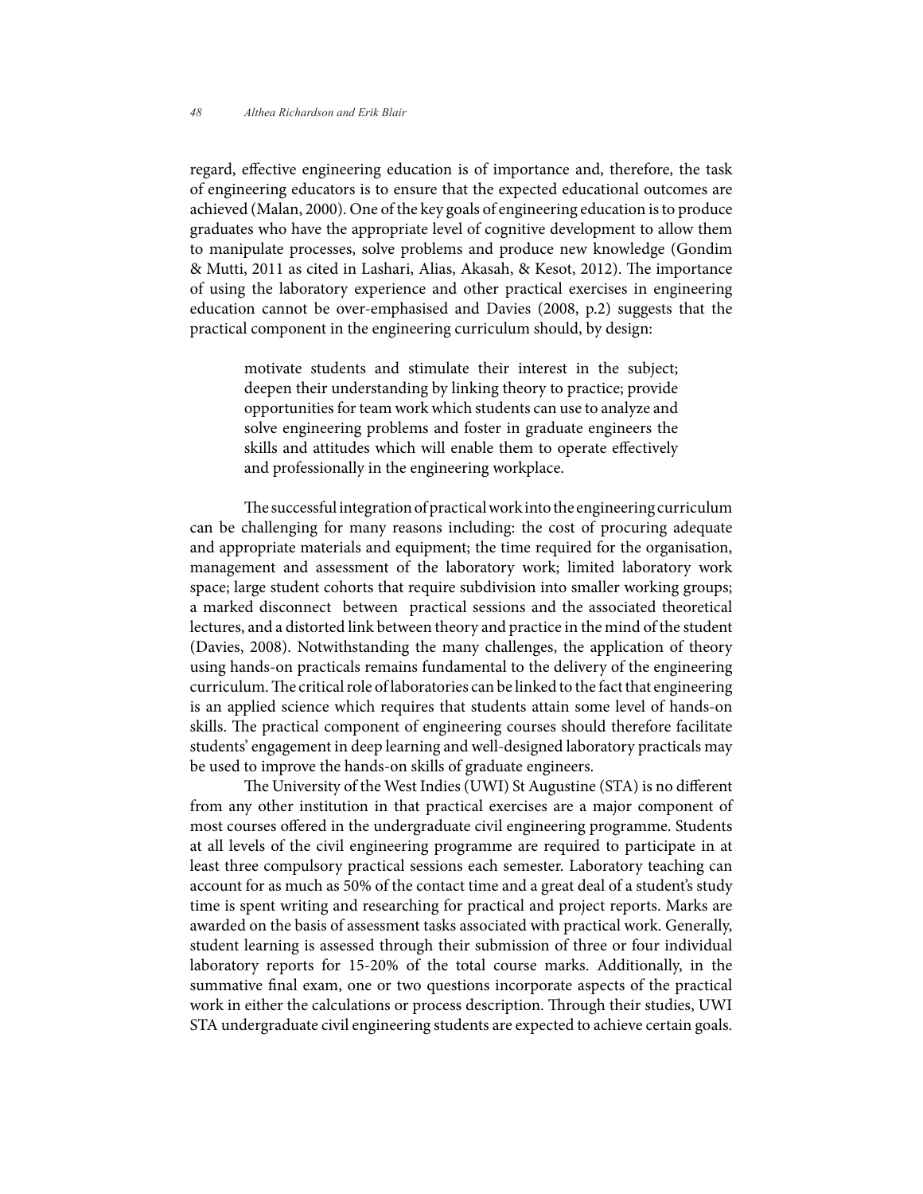regard, effective engineering education is of importance and, therefore, the task of engineering educators is to ensure that the expected educational outcomes are achieved (Malan, 2000). One of the key goals of engineering education is to produce graduates who have the appropriate level of cognitive development to allow them to manipulate processes, solve problems and produce new knowledge (Gondim & Mutti, 2011 as cited in Lashari, Alias, Akasah, & Kesot, 2012). The importance of using the laboratory experience and other practical exercises in engineering education cannot be over-emphasised and Davies (2008, p.2) suggests that the practical component in the engineering curriculum should, by design:

> motivate students and stimulate their interest in the subject; deepen their understanding by linking theory to practice; provide opportunities for team work which students can use to analyze and solve engineering problems and foster in graduate engineers the skills and attitudes which will enable them to operate effectively and professionally in the engineering workplace.

The successful integration of practical work into the engineering curriculum can be challenging for many reasons including: the cost of procuring adequate and appropriate materials and equipment; the time required for the organisation, management and assessment of the laboratory work; limited laboratory work space; large student cohorts that require subdivision into smaller working groups; a marked disconnect between practical sessions and the associated theoretical lectures, and a distorted link between theory and practice in the mind of the student (Davies, 2008). Notwithstanding the many challenges, the application of theory using hands-on practicals remains fundamental to the delivery of the engineering curriculum. The critical role of laboratories can be linked to the fact that engineering is an applied science which requires that students attain some level of hands-on skills. The practical component of engineering courses should therefore facilitate students' engagement in deep learning and well-designed laboratory practicals may be used to improve the hands-on skills of graduate engineers.

The University of the West Indies (UWI) St Augustine (STA) is no different from any other institution in that practical exercises are a major component of most courses offered in the undergraduate civil engineering programme. Students at all levels of the civil engineering programme are required to participate in at least three compulsory practical sessions each semester. Laboratory teaching can account for as much as 50% of the contact time and a great deal of a student's study time is spent writing and researching for practical and project reports. Marks are awarded on the basis of assessment tasks associated with practical work. Generally, student learning is assessed through their submission of three or four individual laboratory reports for 15-20% of the total course marks. Additionally, in the summative final exam, one or two questions incorporate aspects of the practical work in either the calculations or process description. Through their studies, UWI STA undergraduate civil engineering students are expected to achieve certain goals.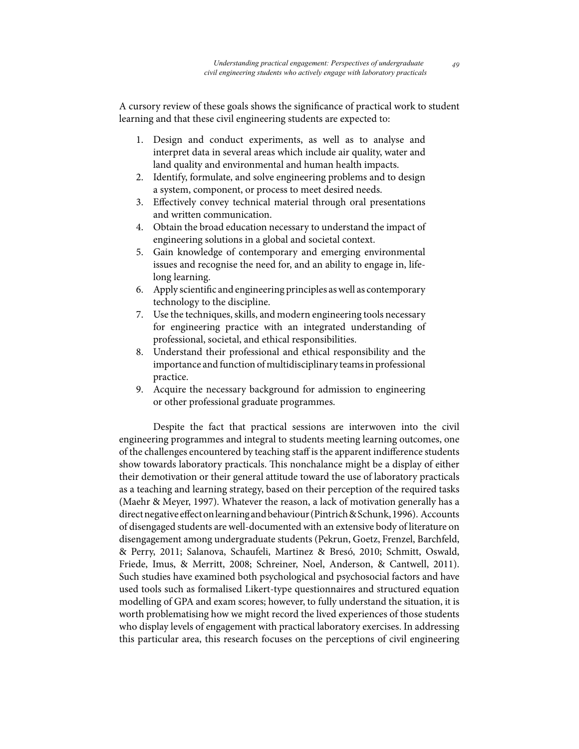A cursory review of these goals shows the significance of practical work to student learning and that these civil engineering students are expected to:

1. Design and conduct experiments, as well as to analyse and interpret data in several areas which include air quality, water and land quality and environmental and human health impacts.
2. Identify, formulate, and solve engineering problems and to design a system, component, or process to meet desired needs.
3. Effectively convey technical material through oral presentations and written communication.
4. Obtain the broad education necessary to understand the impact of engineering solutions in a global and societal context.
5. Gain knowledge of contemporary and emerging environmental issues and recognise the need for, and an ability to engage in, life-long learning.
6. Apply scientific and engineering principles as well as contemporary technology to the discipline.
7. Use the techniques, skills, and modern engineering tools necessary for engineering practice with an integrated understanding of professional, societal, and ethical responsibilities.
8. Understand their professional and ethical responsibility and the importance and function of multidisciplinary teams in professional practice.
9. Acquire the necessary background for admission to engineering or other professional graduate programmes.

Despite the fact that practical sessions are interwoven into the civil engineering programmes and integral to students meeting learning outcomes, one of the challenges encountered by teaching staff is the apparent indifference students show towards laboratory practicals. This nonchalance might be a display of either their demotivation or their general attitude toward the use of laboratory practicals as a teaching and learning strategy, based on their perception of the required tasks (Maehr & Meyer, 1997). Whatever the reason, a lack of motivation generally has a direct negative effect on learning and behaviour (Pintrich & Schunk, 1996). Accounts of disengaged students are well-documented with an extensive body of literature on disengagement among undergraduate students (Pekrun, Goetz, Frenzel, Barchfeld, & Perry, 2011; Salanova, Schaufeli, Martinez & Bresó, 2010; Schmitt, Oswald, Friede, Imus, & Merritt, 2008; Schreiner, Noel, Anderson, & Cantwell, 2011). Such studies have examined both psychological and psychosocial factors and have used tools such as formalised Likert-type questionnaires and structured equation modelling of GPA and exam scores; however, to fully understand the situation, it is worth problematising how we might record the lived experiences of those students who display levels of engagement with practical laboratory exercises. In addressing this particular area, this research focuses on the perceptions of civil engineering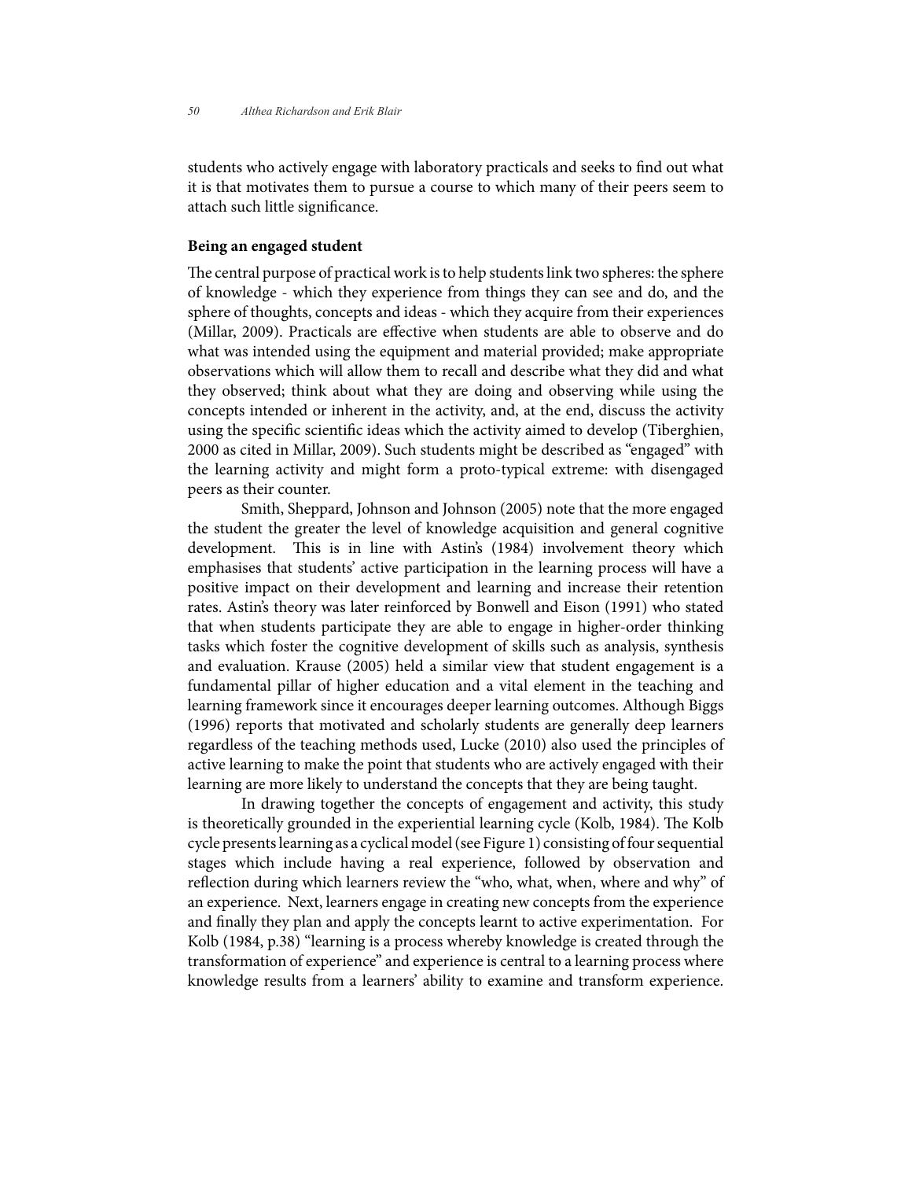students who actively engage with laboratory practicals and seeks to find out what it is that motivates them to pursue a course to which many of their peers seem to attach such little significance.

**Being an engaged student**

The central purpose of practical work is to help students link two spheres: the sphere of knowledge - which they experience from things they can see and do, and the sphere of thoughts, concepts and ideas - which they acquire from their experiences (Millar, 2009). Practicals are effective when students are able to observe and do what was intended using the equipment and material provided; make appropriate observations which will allow them to recall and describe what they did and what they observed; think about what they are doing and observing while using the concepts intended or inherent in the activity, and, at the end, discuss the activity using the specific scientific ideas which the activity aimed to develop (Tiberghien, 2000 as cited in Millar, 2009). Such students might be described as "engaged" with the learning activity and might form a proto-typical extreme: with disengaged peers as their counter.

Smith, Sheppard, Johnson and Johnson (2005) note that the more engaged the student the greater the level of knowledge acquisition and general cognitive development. This is in line with Astin's (1984) involvement theory which emphasises that students' active participation in the learning process will have a positive impact on their development and learning and increase their retention rates. Astin's theory was later reinforced by Bonwell and Eison (1991) who stated that when students participate they are able to engage in higher-order thinking tasks which foster the cognitive development of skills such as analysis, synthesis and evaluation. Krause (2005) held a similar view that student engagement is a fundamental pillar of higher education and a vital element in the teaching and learning framework since it encourages deeper learning outcomes. Although Biggs (1996) reports that motivated and scholarly students are generally deep learners regardless of the teaching methods used, Lucke (2010) also used the principles of active learning to make the point that students who are actively engaged with their learning are more likely to understand the concepts that they are being taught.

In drawing together the concepts of engagement and activity, this study is theoretically grounded in the experiential learning cycle (Kolb, 1984). The Kolb cycle presents learning as a cyclical model (see Figure 1) consisting of four sequential stages which include having a real experience, followed by observation and reflection during which learners review the "who, what, when, where and why" of an experience. Next, learners engage in creating new concepts from the experience and finally they plan and apply the concepts learnt to active experimentation. For Kolb (1984, p.38) "learning is a process whereby knowledge is created through the transformation of experience" and experience is central to a learning process where knowledge results from a learners' ability to examine and transform experience.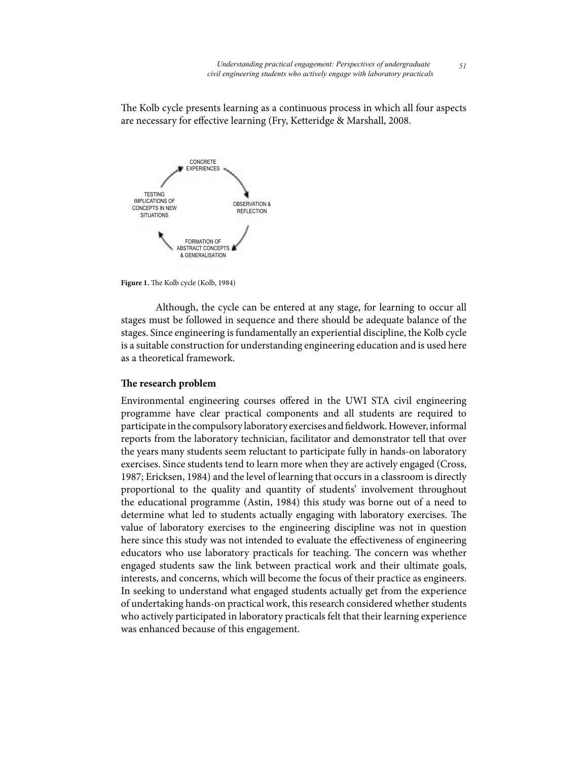The Kolb cycle presents learning as a continuous process in which all four aspects are necessary for effective learning (Fry, Ketteridge & Marshall, 2008.

CONCRETE EXPERIENCES

OBSERVATION & REFLECTION

FORMATION OF ABSTRACT CONCEPTS & GENERALISATION

TESTING IMPLICATIONS OF CONCEPTS IN NEW SITUATIONS

**Figure 1.** The Kolb cycle (Kolb, 1984)

Although, the cycle can be entered at any stage, for learning to occur all stages must be followed in sequence and there should be adequate balance of the stages. Since engineering is fundamentally an experiential discipline, the Kolb cycle is a suitable construction for understanding engineering education and is used here as a theoretical framework.

## The research problem

Environmental engineering courses offered in the UWI STA civil engineering programme have clear practical components and all students are required to participate in the compulsory laboratory exercises and fieldwork. However, informal reports from the laboratory technician, facilitator and demonstrator tell that over the years many students seem reluctant to participate fully in hands-on laboratory exercises. Since students tend to learn more when they are actively engaged (Cross, 1987; Ericksen, 1984) and the level of learning that occurs in a classroom is directly proportional to the quality and quantity of students' involvement throughout the educational programme (Astin, 1984) this study was borne out of a need to determine what led to students actually engaging with laboratory exercises. The value of laboratory exercises to the engineering discipline was not in question here since this study was not intended to evaluate the effectiveness of engineering educators who use laboratory practicals for teaching. The concern was whether engaged students saw the link between practical work and their ultimate goals, interests, and concerns, which will become the focus of their practice as engineers. In seeking to understand what engaged students actually get from the experience of undertaking hands-on practical work, this research considered whether students who actively participated in laboratory practicals felt that their learning experience was enhanced because of this engagement.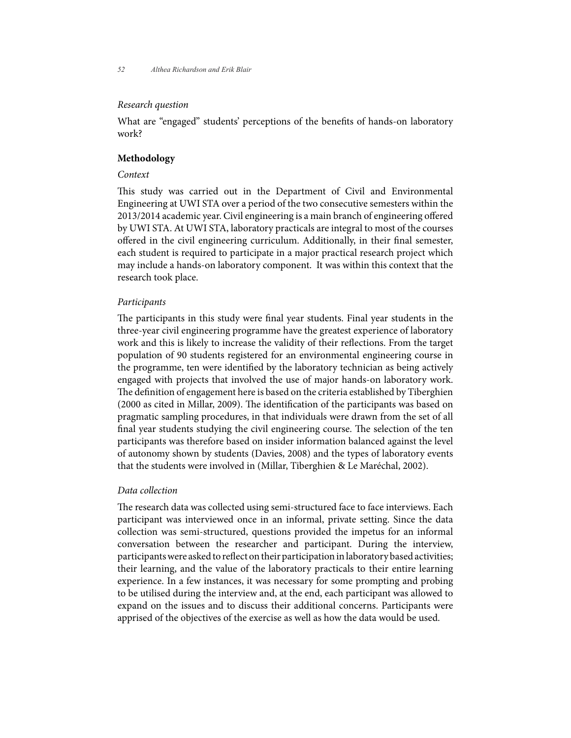*Research question*

What are "engaged" students' perceptions of the benefits of hands-on laboratory work?

## Methodology

*Context*

This study was carried out in the Department of Civil and Environmental Engineering at UWI STA over a period of the two consecutive semesters within the 2013/2014 academic year. Civil engineering is a main branch of engineering offered by UWI STA. At UWI STA, laboratory practicals are integral to most of the courses offered in the civil engineering curriculum. Additionally, in their final semester, each student is required to participate in a major practical research project which may include a hands-on laboratory component. It was within this context that the research took place.

*Participants*

The participants in this study were final year students. Final year students in the three-year civil engineering programme have the greatest experience of laboratory work and this is likely to increase the validity of their reflections. From the target population of 90 students registered for an environmental engineering course in the programme, ten were identified by the laboratory technician as being actively engaged with projects that involved the use of major hands-on laboratory work. The definition of engagement here is based on the criteria established by Tiberghien (2000 as cited in Millar, 2009). The identification of the participants was based on pragmatic sampling procedures, in that individuals were drawn from the set of all final year students studying the civil engineering course. The selection of the ten participants was therefore based on insider information balanced against the level of autonomy shown by students (Davies, 2008) and the types of laboratory events that the students were involved in (Millar, Tiberghien & Le Maréchal, 2002).

*Data collection*

The research data was collected using semi-structured face to face interviews. Each participant was interviewed once in an informal, private setting. Since the data collection was semi-structured, questions provided the impetus for an informal conversation between the researcher and participant. During the interview, participants were asked to reflect on their participation in laboratory based activities; their learning, and the value of the laboratory practicals to their entire learning experience. In a few instances, it was necessary for some prompting and probing to be utilised during the interview and, at the end, each participant was allowed to expand on the issues and to discuss their additional concerns. Participants were apprised of the objectives of the exercise as well as how the data would be used.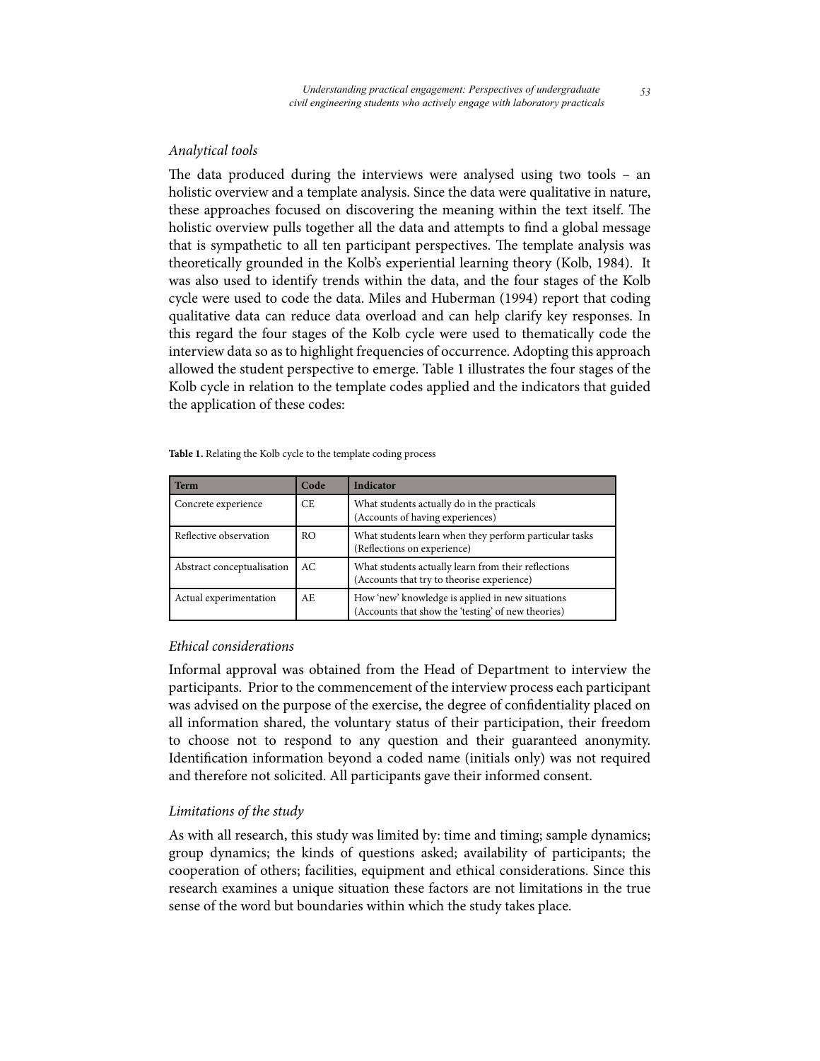### *Analytical tools*

The data produced during the interviews were analysed using two tools – an holistic overview and a template analysis. Since the data were qualitative in nature, these approaches focused on discovering the meaning within the text itself. The holistic overview pulls together all the data and attempts to find a global message that is sympathetic to all ten participant perspectives. The template analysis was theoretically grounded in the Kolb's experiential learning theory (Kolb, 1984). It was also used to identify trends within the data, and the four stages of the Kolb cycle were used to code the data. Miles and Huberman (1994) report that coding qualitative data can reduce data overload and can help clarify key responses. In this regard the four stages of the Kolb cycle were used to thematically code the interview data so as to highlight frequencies of occurrence. Adopting this approach allowed the student perspective to emerge. Table 1 illustrates the four stages of the Kolb cycle in relation to the template codes applied and the indicators that guided the application of these codes:

**Table 1.** Relating the Kolb cycle to the template coding process

| Term | Code | Indicator |
| --- | --- | --- |
| Concrete experience | CE | What students actually do in the practicals (Accounts of having experiences) |
| Reflective observation | RO | What students learn when they perform particular tasks (Reflections on experience) |
| Abstract conceptualisation | AC | What students actually learn from their reflections (Accounts that try to theorise experience) |
| Actual experimentation | AE | How 'new' knowledge is applied in new situations (Accounts that show the 'testing' of new theories) |

### *Ethical considerations*

Informal approval was obtained from the Head of Department to interview the participants. Prior to the commencement of the interview process each participant was advised on the purpose of the exercise, the degree of confidentiality placed on all information shared, the voluntary status of their participation, their freedom to choose not to respond to any question and their guaranteed anonymity. Identification information beyond a coded name (initials only) was not required and therefore not solicited. All participants gave their informed consent.

### *Limitations of the study*

As with all research, this study was limited by: time and timing; sample dynamics; group dynamics; the kinds of questions asked; availability of participants; the cooperation of others; facilities, equipment and ethical considerations. Since this research examines a unique situation these factors are not limitations in the true sense of the word but boundaries within which the study takes place.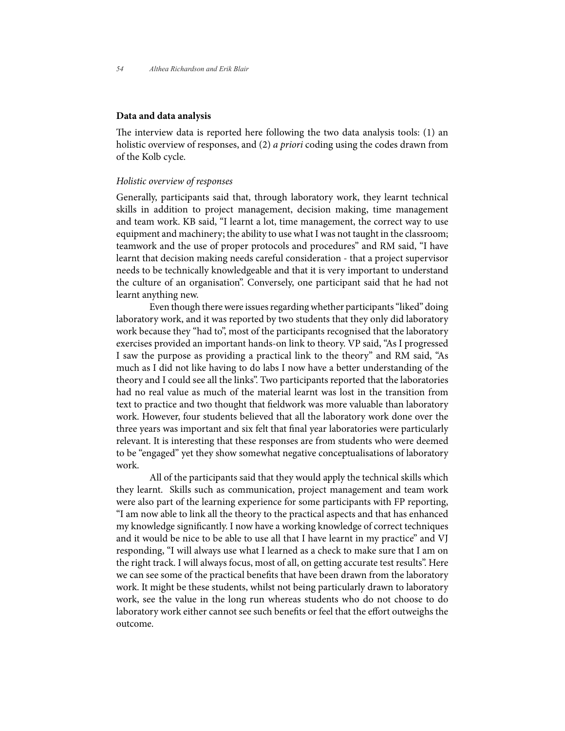## Data and data analysis

The interview data is reported here following the two data analysis tools: (1) an holistic overview of responses, and (2) *a priori* coding using the codes drawn from of the Kolb cycle.

### *Holistic overview of responses*

Generally, participants said that, through laboratory work, they learnt technical skills in addition to project management, decision making, time management and team work. KB said, "I learnt a lot, time management, the correct way to use equipment and machinery; the ability to use what I was not taught in the classroom; teamwork and the use of proper protocols and procedures" and RM said, "I have learnt that decision making needs careful consideration - that a project supervisor needs to be technically knowledgeable and that it is very important to understand the culture of an organisation". Conversely, one participant said that he had not learnt anything new.

Even though there were issues regarding whether participants "liked" doing laboratory work, and it was reported by two students that they only did laboratory work because they "had to", most of the participants recognised that the laboratory exercises provided an important hands-on link to theory. VP said, "As I progressed I saw the purpose as providing a practical link to the theory" and RM said, "As much as I did not like having to do labs I now have a better understanding of the theory and I could see all the links". Two participants reported that the laboratories had no real value as much of the material learnt was lost in the transition from text to practice and two thought that fieldwork was more valuable than laboratory work. However, four students believed that all the laboratory work done over the three years was important and six felt that final year laboratories were particularly relevant. It is interesting that these responses are from students who were deemed to be "engaged" yet they show somewhat negative conceptualisations of laboratory work.

All of the participants said that they would apply the technical skills which they learnt. Skills such as communication, project management and team work were also part of the learning experience for some participants with FP reporting, "I am now able to link all the theory to the practical aspects and that has enhanced my knowledge significantly. I now have a working knowledge of correct techniques and it would be nice to be able to use all that I have learnt in my practice" and VJ responding, "I will always use what I learned as a check to make sure that I am on the right track. I will always focus, most of all, on getting accurate test results". Here we can see some of the practical benefits that have been drawn from the laboratory work. It might be these students, whilst not being particularly drawn to laboratory work, see the value in the long run whereas students who do not choose to do laboratory work either cannot see such benefits or feel that the effort outweighs the outcome.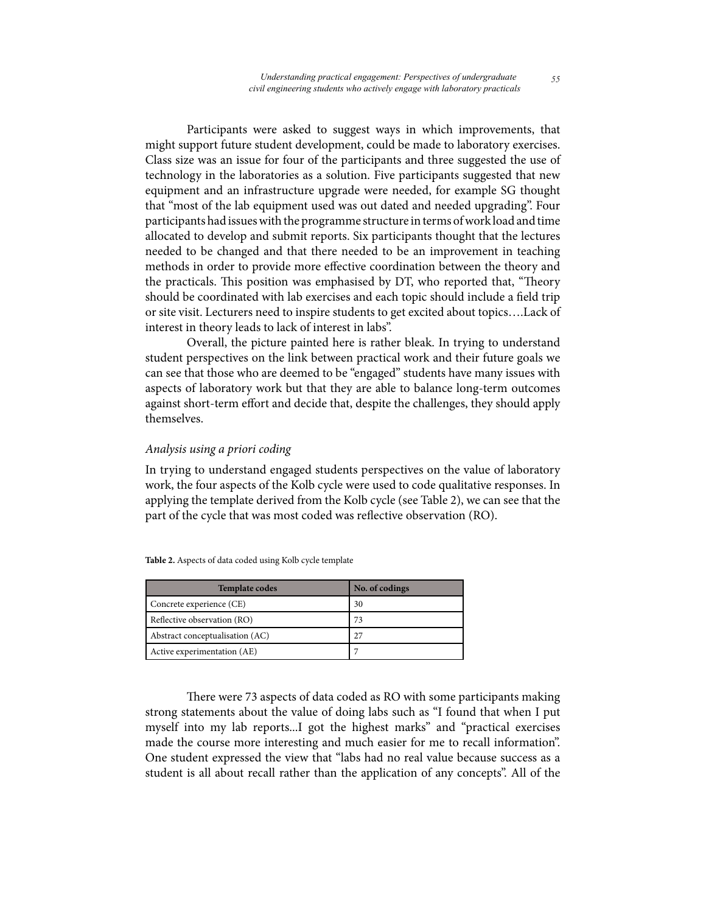Participants were asked to suggest ways in which improvements, that might support future student development, could be made to laboratory exercises. Class size was an issue for four of the participants and three suggested the use of technology in the laboratories as a solution. Five participants suggested that new equipment and an infrastructure upgrade were needed, for example SG thought that "most of the lab equipment used was out dated and needed upgrading". Four participants had issues with the programme structure in terms of work load and time allocated to develop and submit reports. Six participants thought that the lectures needed to be changed and that there needed to be an improvement in teaching methods in order to provide more effective coordination between the theory and the practicals. This position was emphasised by DT, who reported that, "Theory should be coordinated with lab exercises and each topic should include a field trip or site visit. Lecturers need to inspire students to get excited about topics….Lack of interest in theory leads to lack of interest in labs".

Overall, the picture painted here is rather bleak. In trying to understand student perspectives on the link between practical work and their future goals we can see that those who are deemed to be "engaged" students have many issues with aspects of laboratory work but that they are able to balance long-term outcomes against short-term effort and decide that, despite the challenges, they should apply themselves.

### *Analysis using a priori coding*

In trying to understand engaged students perspectives on the value of laboratory work, the four aspects of the Kolb cycle were used to code qualitative responses. In applying the template derived from the Kolb cycle (see Table 2), we can see that the part of the cycle that was most coded was reflective observation (RO).

**Table 2.** Aspects of data coded using Kolb cycle template

| Template codes | No. of codings |
|---|---|
| Concrete experience (CE) | 30 |
| Reflective observation (RO) | 73 |
| Abstract conceptualisation (AC) | 27 |
| Active experimentation (AE) | 7 |

There were 73 aspects of data coded as RO with some participants making strong statements about the value of doing labs such as "I found that when I put myself into my lab reports...I got the highest marks" and "practical exercises made the course more interesting and much easier for me to recall information". One student expressed the view that "labs had no real value because success as a student is all about recall rather than the application of any concepts". All of the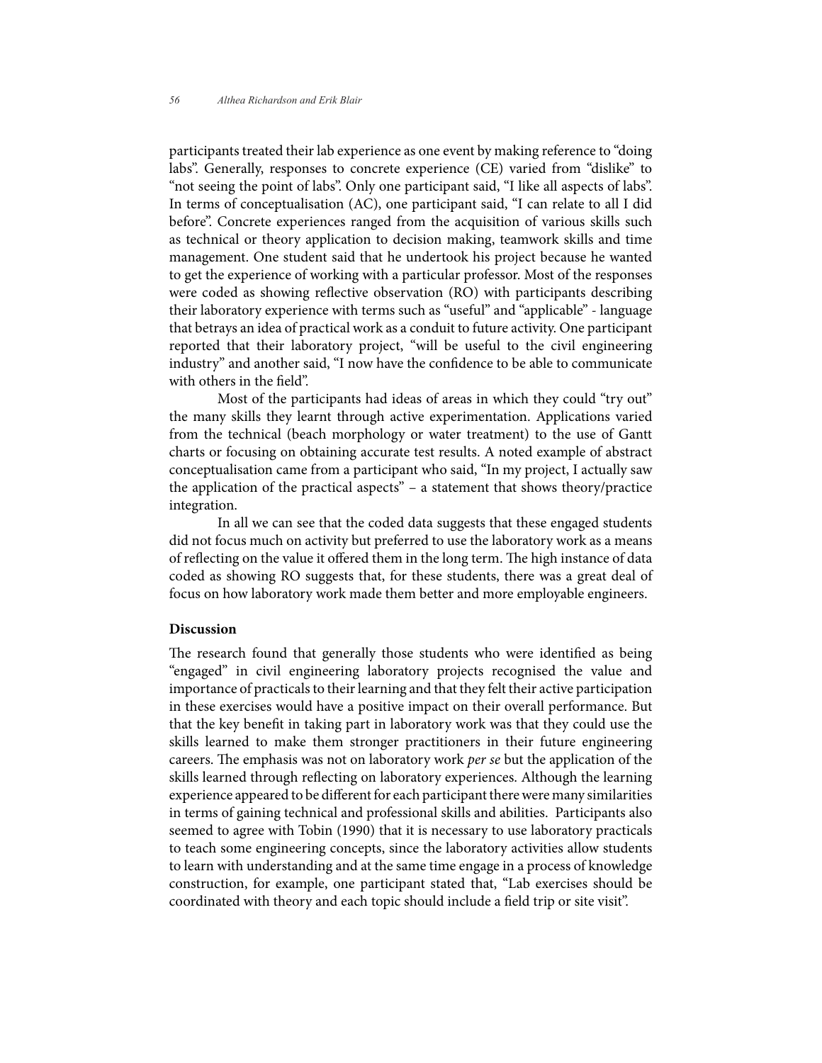participants treated their lab experience as one event by making reference to "doing labs". Generally, responses to concrete experience (CE) varied from "dislike" to "not seeing the point of labs". Only one participant said, "I like all aspects of labs". In terms of conceptualisation (AC), one participant said, "I can relate to all I did before". Concrete experiences ranged from the acquisition of various skills such as technical or theory application to decision making, teamwork skills and time management. One student said that he undertook his project because he wanted to get the experience of working with a particular professor. Most of the responses were coded as showing reflective observation (RO) with participants describing their laboratory experience with terms such as "useful" and "applicable" - language that betrays an idea of practical work as a conduit to future activity. One participant reported that their laboratory project, "will be useful to the civil engineering industry" and another said, "I now have the confidence to be able to communicate with others in the field".

Most of the participants had ideas of areas in which they could "try out" the many skills they learnt through active experimentation. Applications varied from the technical (beach morphology or water treatment) to the use of Gantt charts or focusing on obtaining accurate test results. A noted example of abstract conceptualisation came from a participant who said, "In my project, I actually saw the application of the practical aspects" – a statement that shows theory/practice integration.

In all we can see that the coded data suggests that these engaged students did not focus much on activity but preferred to use the laboratory work as a means of reflecting on the value it offered them in the long term. The high instance of data coded as showing RO suggests that, for these students, there was a great deal of focus on how laboratory work made them better and more employable engineers.

## Discussion

The research found that generally those students who were identified as being "engaged" in civil engineering laboratory projects recognised the value and importance of practicals to their learning and that they felt their active participation in these exercises would have a positive impact on their overall performance. But that the key benefit in taking part in laboratory work was that they could use the skills learned to make them stronger practitioners in their future engineering careers. The emphasis was not on laboratory work *per se* but the application of the skills learned through reflecting on laboratory experiences. Although the learning experience appeared to be different for each participant there were many similarities in terms of gaining technical and professional skills and abilities. Participants also seemed to agree with Tobin (1990) that it is necessary to use laboratory practicals to teach some engineering concepts, since the laboratory activities allow students to learn with understanding and at the same time engage in a process of knowledge construction, for example, one participant stated that, "Lab exercises should be coordinated with theory and each topic should include a field trip or site visit".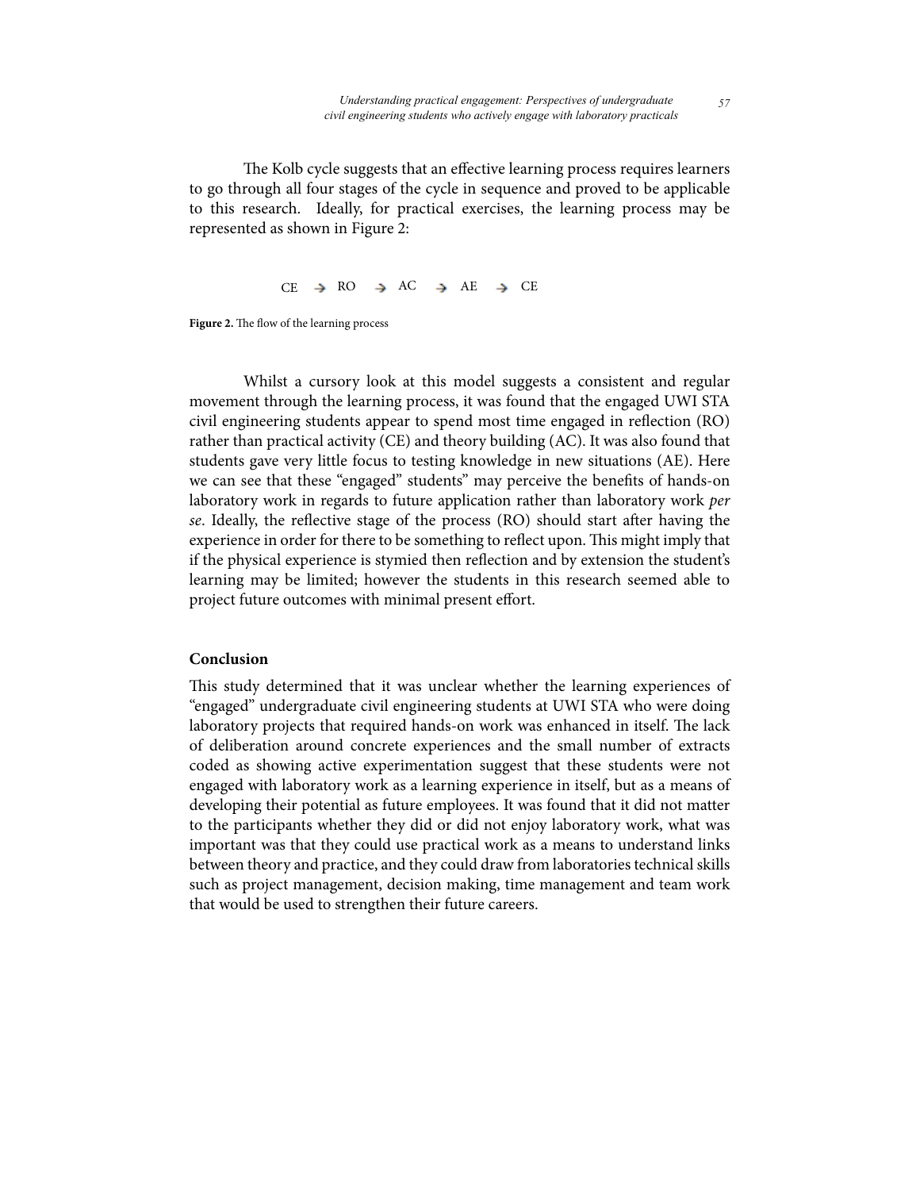The Kolb cycle suggests that an effective learning process requires learners to go through all four stages of the cycle in sequence and proved to be applicable to this research. Ideally, for practical exercises, the learning process may be represented as shown in Figure 2:

CE → RO → AC → AE → CE

**Figure 2.** The flow of the learning process

Whilst a cursory look at this model suggests a consistent and regular movement through the learning process, it was found that the engaged UWI STA civil engineering students appear to spend most time engaged in reflection (RO) rather than practical activity (CE) and theory building (AC). It was also found that students gave very little focus to testing knowledge in new situations (AE). Here we can see that these "engaged" students" may perceive the benefits of hands-on laboratory work in regards to future application rather than laboratory work *per se*. Ideally, the reflective stage of the process (RO) should start after having the experience in order for there to be something to reflect upon. This might imply that if the physical experience is stymied then reflection and by extension the student's learning may be limited; however the students in this research seemed able to project future outcomes with minimal present effort.

## Conclusion

This study determined that it was unclear whether the learning experiences of "engaged" undergraduate civil engineering students at UWI STA who were doing laboratory projects that required hands-on work was enhanced in itself. The lack of deliberation around concrete experiences and the small number of extracts coded as showing active experimentation suggest that these students were not engaged with laboratory work as a learning experience in itself, but as a means of developing their potential as future employees. It was found that it did not matter to the participants whether they did or did not enjoy laboratory work, what was important was that they could use practical work as a means to understand links between theory and practice, and they could draw from laboratories technical skills such as project management, decision making, time management and team work that would be used to strengthen their future careers.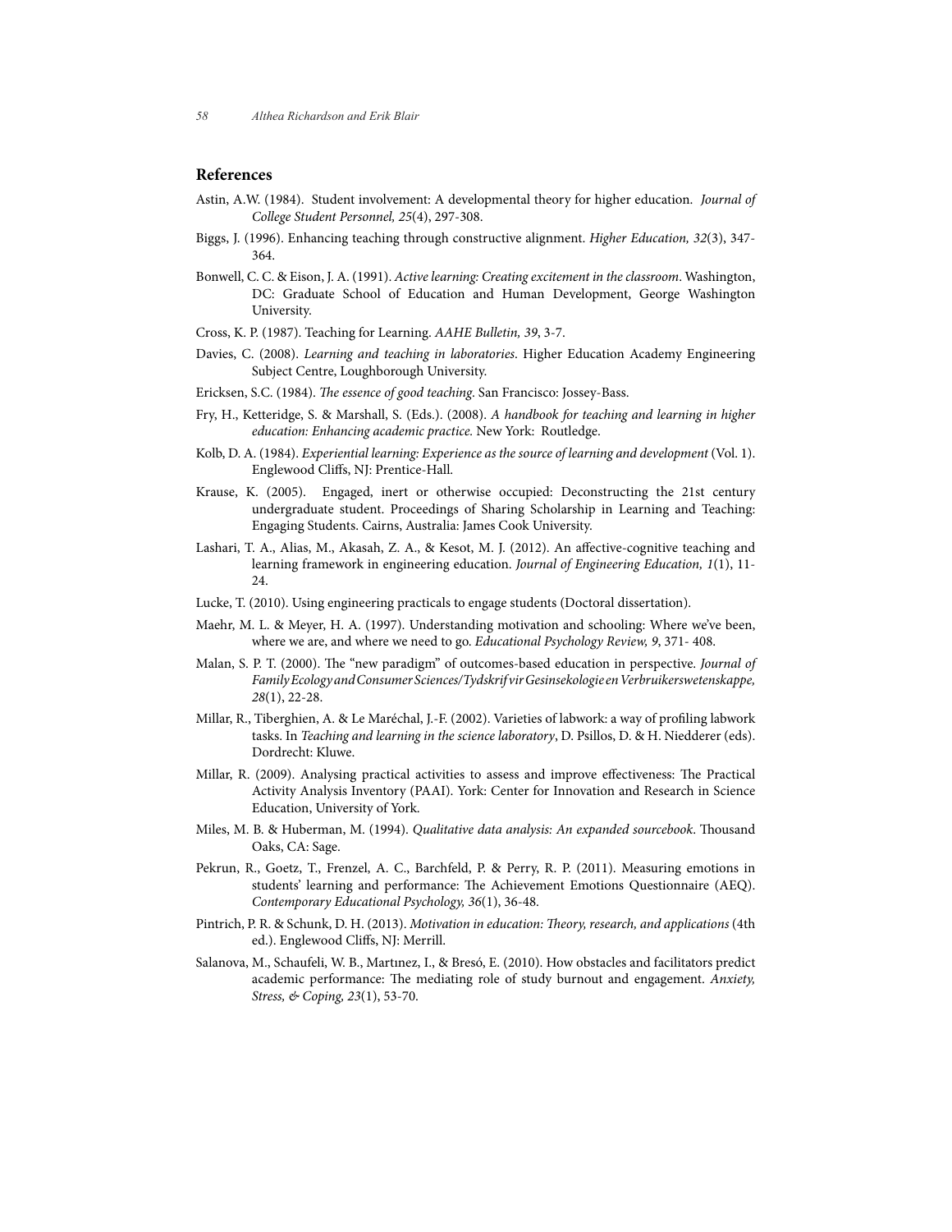## References

Astin, A.W. (1984). Student involvement: A developmental theory for higher education. *Journal of College Student Personnel, 25*(4), 297-308.

Biggs, J. (1996). Enhancing teaching through constructive alignment. *Higher Education, 32*(3), 347-364.

Bonwell, C. C. & Eison, J. A. (1991). *Active learning: Creating excitement in the classroom*. Washington, DC: Graduate School of Education and Human Development, George Washington University.

Cross, K. P. (1987). Teaching for Learning. *AAHE Bulletin, 39*, 3-7.

Davies, C. (2008). *Learning and teaching in laboratories*. Higher Education Academy Engineering Subject Centre, Loughborough University.

Ericksen, S.C. (1984). *The essence of good teaching*. San Francisco: Jossey-Bass.

Fry, H., Ketteridge, S. & Marshall, S. (Eds.). (2008). *A handbook for teaching and learning in higher education: Enhancing academic practice*. New York: Routledge.

Kolb, D. A. (1984). *Experiential learning: Experience as the source of learning and development* (Vol. 1). Englewood Cliffs, NJ: Prentice-Hall.

Krause, K. (2005). Engaged, inert or otherwise occupied: Deconstructing the 21st century undergraduate student. Proceedings of Sharing Scholarship in Learning and Teaching: Engaging Students. Cairns, Australia: James Cook University.

Lashari, T. A., Alias, M., Akasah, Z. A., & Kesot, M. J. (2012). An affective-cognitive teaching and learning framework in engineering education. *Journal of Engineering Education, 1*(1), 11-24.

Lucke, T. (2010). Using engineering practicals to engage students (Doctoral dissertation).

Maehr, M. L. & Meyer, H. A. (1997). Understanding motivation and schooling: Where we've been, where we are, and where we need to go. *Educational Psychology Review, 9*, 371- 408.

Malan, S. P. T. (2000). The "new paradigm" of outcomes-based education in perspective. *Journal of Family Ecology and Consumer Sciences/Tydskrif vir Gesinsekologie en Verbruikerswetenskappe, 28*(1), 22-28.

Millar, R., Tiberghien, A. & Le Maréchal, J.-F. (2002). Varieties of labwork: a way of profiling labwork tasks. In *Teaching and learning in the science laboratory*, D. Psillos, D. & H. Niedderer (eds). Dordrecht: Kluwe.

Millar, R. (2009). Analysing practical activities to assess and improve effectiveness: The Practical Activity Analysis Inventory (PAAI). York: Center for Innovation and Research in Science Education, University of York.

Miles, M. B. & Huberman, M. (1994). *Qualitative data analysis: An expanded sourcebook*. Thousand Oaks, CA: Sage.

Pekrun, R., Goetz, T., Frenzel, A. C., Barchfeld, P. & Perry, R. P. (2011). Measuring emotions in students' learning and performance: The Achievement Emotions Questionnaire (AEQ). *Contemporary Educational Psychology, 36*(1), 36-48.

Pintrich, P. R. & Schunk, D. H. (2013). *Motivation in education: Theory, research, and applications* (4th ed.). Englewood Cliffs, NJ: Merrill.

Salanova, M., Schaufeli, W. B., Martınez, I., & Bresó, E. (2010). How obstacles and facilitators predict academic performance: The mediating role of study burnout and engagement. *Anxiety, Stress, & Coping, 23*(1), 53-70.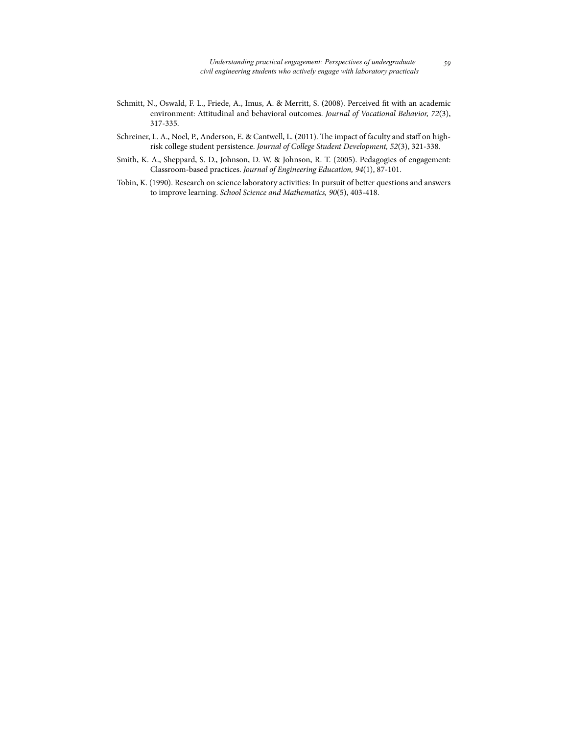Schmitt, N., Oswald, F. L., Friede, A., Imus, A. & Merritt, S. (2008). Perceived fit with an academic environment: Attitudinal and behavioral outcomes. *Journal of Vocational Behavior, 72*(3), 317-335.

Schreiner, L. A., Noel, P., Anderson, E. & Cantwell, L. (2011). The impact of faculty and staff on high-risk college student persistence. *Journal of College Student Development, 52*(3), 321-338.

Smith, K. A., Sheppard, S. D., Johnson, D. W. & Johnson, R. T. (2005). Pedagogies of engagement: Classroom-based practices. *Journal of Engineering Education, 94*(1), 87-101.

Tobin, K. (1990). Research on science laboratory activities: In pursuit of better questions and answers to improve learning. *School Science and Mathematics, 90*(5), 403-418.